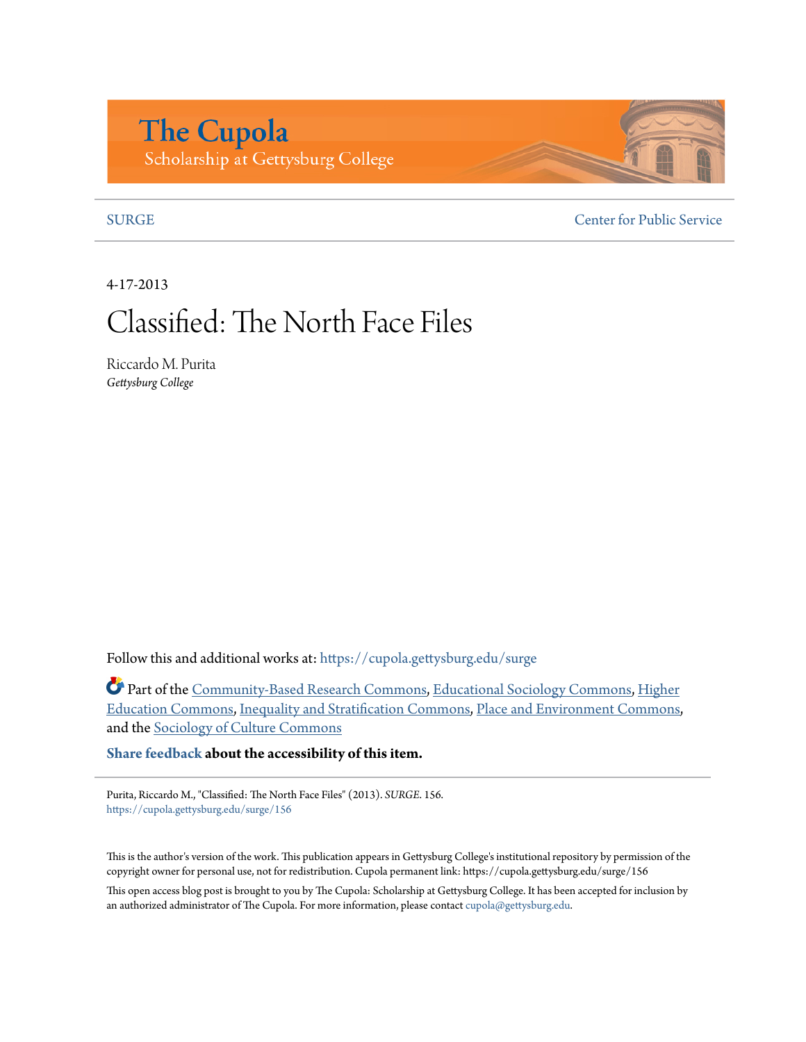# The Cupola

Scholarship at Gettysburg College

SURGE

Center for Public Service

4-17-2013

# Classified: The North Face Files

Riccardo M. Purita
*Gettysburg College*

Follow this and additional works at: https://cupola.gettysburg.edu/surge

Part of the Community-Based Research Commons, Educational Sociology Commons, Higher Education Commons, Inequality and Stratification Commons, Place and Environment Commons, and the Sociology of Culture Commons

**Share feedback about the accessibility of this item.**

---

Purita, Riccardo M., "Classified: The North Face Files" (2013). *SURGE*. 156.
https://cupola.gettysburg.edu/surge/156

This is the author's version of the work. This publication appears in Gettysburg College's institutional repository by permission of the copyright owner for personal use, not for redistribution. Cupola permanent link: https://cupola.gettysburg.edu/surge/156

This open access blog post is brought to you by The Cupola: Scholarship at Gettysburg College. It has been accepted for inclusion by an authorized administrator of The Cupola. For more information, please contact cupola@gettysburg.edu.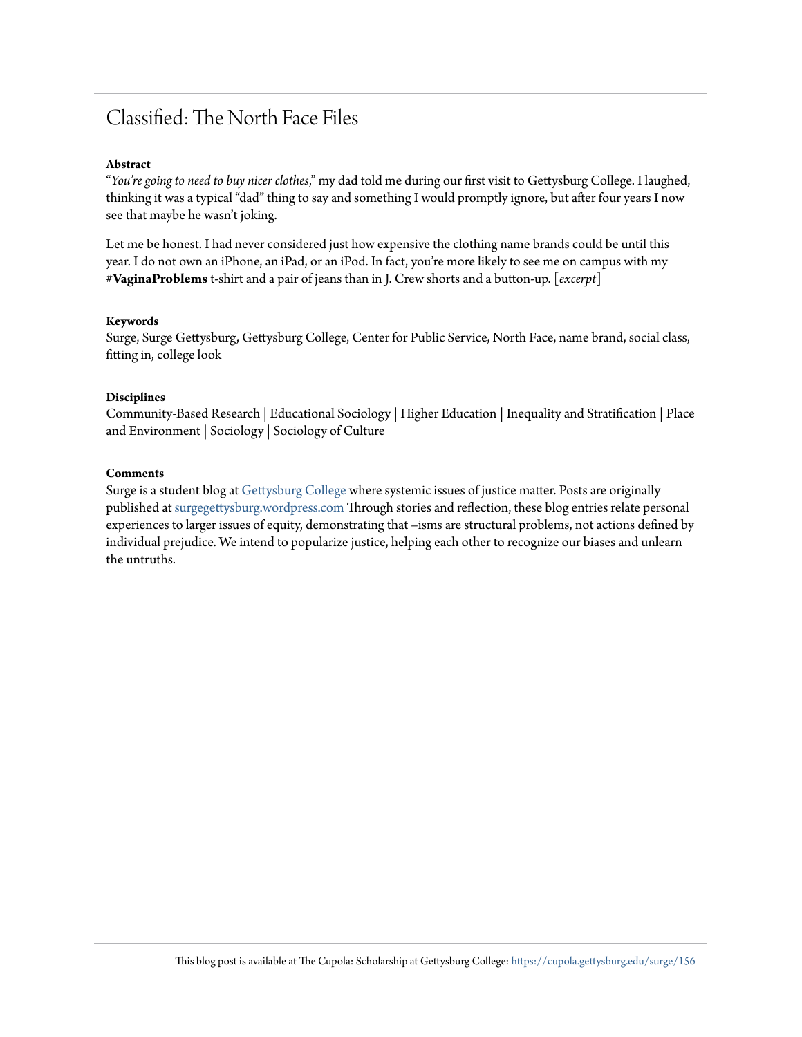# Classified: The North Face Files

**Abstract**

"*You're going to need to buy nicer clothes*," my dad told me during our first visit to Gettysburg College. I laughed, thinking it was a typical "dad" thing to say and something I would promptly ignore, but after four years I now see that maybe he wasn't joking.

Let me be honest. I had never considered just how expensive the clothing name brands could be until this year. I do not own an iPhone, an iPad, or an iPod. In fact, you're more likely to see me on campus with my **#VaginaProblems** t-shirt and a pair of jeans than in J. Crew shorts and a button-up. [*excerpt*]

**Keywords**

Surge, Surge Gettysburg, Gettysburg College, Center for Public Service, North Face, name brand, social class, fitting in, college look

**Disciplines**

Community-Based Research | Educational Sociology | Higher Education | Inequality and Stratification | Place and Environment | Sociology | Sociology of Culture

**Comments**

Surge is a student blog at Gettysburg College where systemic issues of justice matter. Posts are originally published at surgegettysburg.wordpress.com Through stories and reflection, these blog entries relate personal experiences to larger issues of equity, demonstrating that –isms are structural problems, not actions defined by individual prejudice. We intend to popularize justice, helping each other to recognize our biases and unlearn the untruths.

This blog post is available at The Cupola: Scholarship at Gettysburg College: https://cupola.gettysburg.edu/surge/156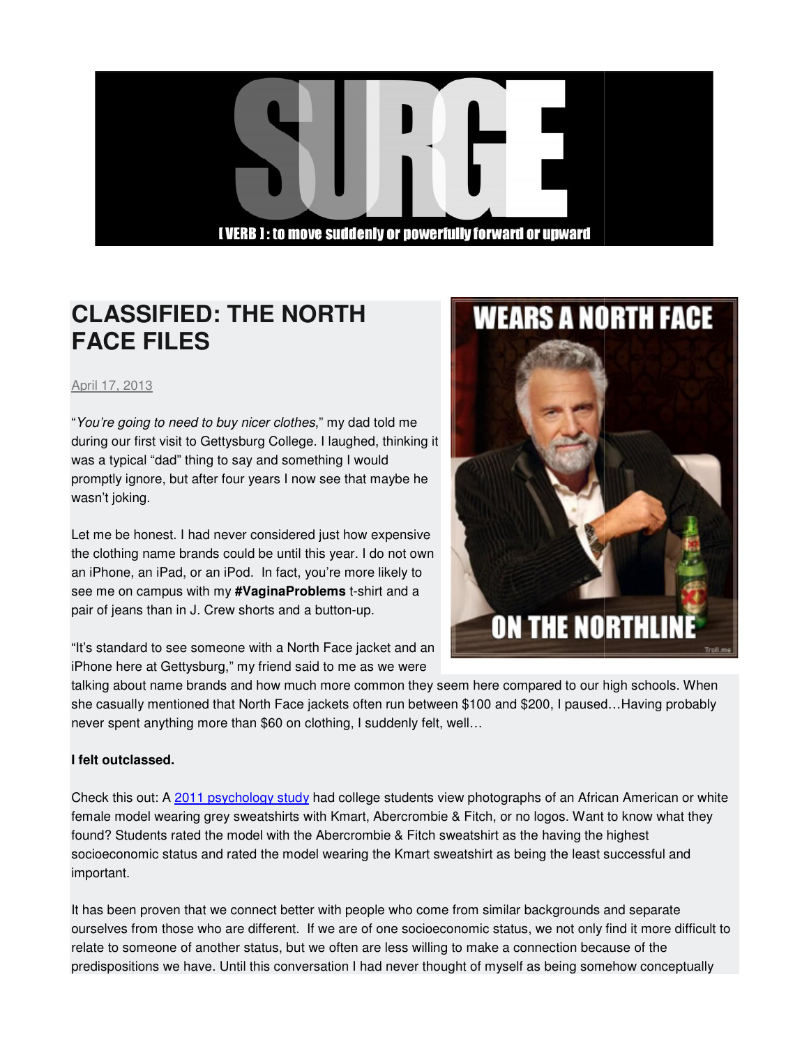SURGE

[ VERB ] : to move suddenly or powerfully forward or upward

# CLASSIFIED: THE NORTH FACE FILES

April 17, 2013

"*You're going to need to buy nicer clothes*," my dad told me during our first visit to Gettysburg College. I laughed, thinking it was a typical "dad" thing to say and something I would promptly ignore, but after four years I now see that maybe he wasn't joking.

Let me be honest. I had never considered just how expensive the clothing name brands could be until this year. I do not own an iPhone, an iPad, or an iPod. In fact, you're more likely to see me on campus with my **#VaginaProblems** t-shirt and a pair of jeans than in J. Crew shorts and a button-up.

"It's standard to see someone with a North Face jacket and an iPhone here at Gettysburg," my friend said to me as we were talking about name brands and how much more common they seem here compared to our high schools. When she casually mentioned that North Face jackets often run between $100 and $200, I paused…Having probably never spent anything more than $60 on clothing, I suddenly felt, well…

**I felt outclassed.**

Check this out: A 2011 psychology study had college students view photographs of an African American or white female model wearing grey sweatshirts with Kmart, Abercrombie & Fitch, or no logos. Want to know what they found? Students rated the model with the Abercrombie & Fitch sweatshirt as the having the highest socioeconomic status and rated the model wearing the Kmart sweatshirt as being the least successful and important.

It has been proven that we connect better with people who come from similar backgrounds and separate ourselves from those who are different. If we are of one socioeconomic status, we not only find it more difficult to relate to someone of another status, but we often are less willing to make a connection because of the predispositions we have. Until this conversation I had never thought of myself as being somehow conceptually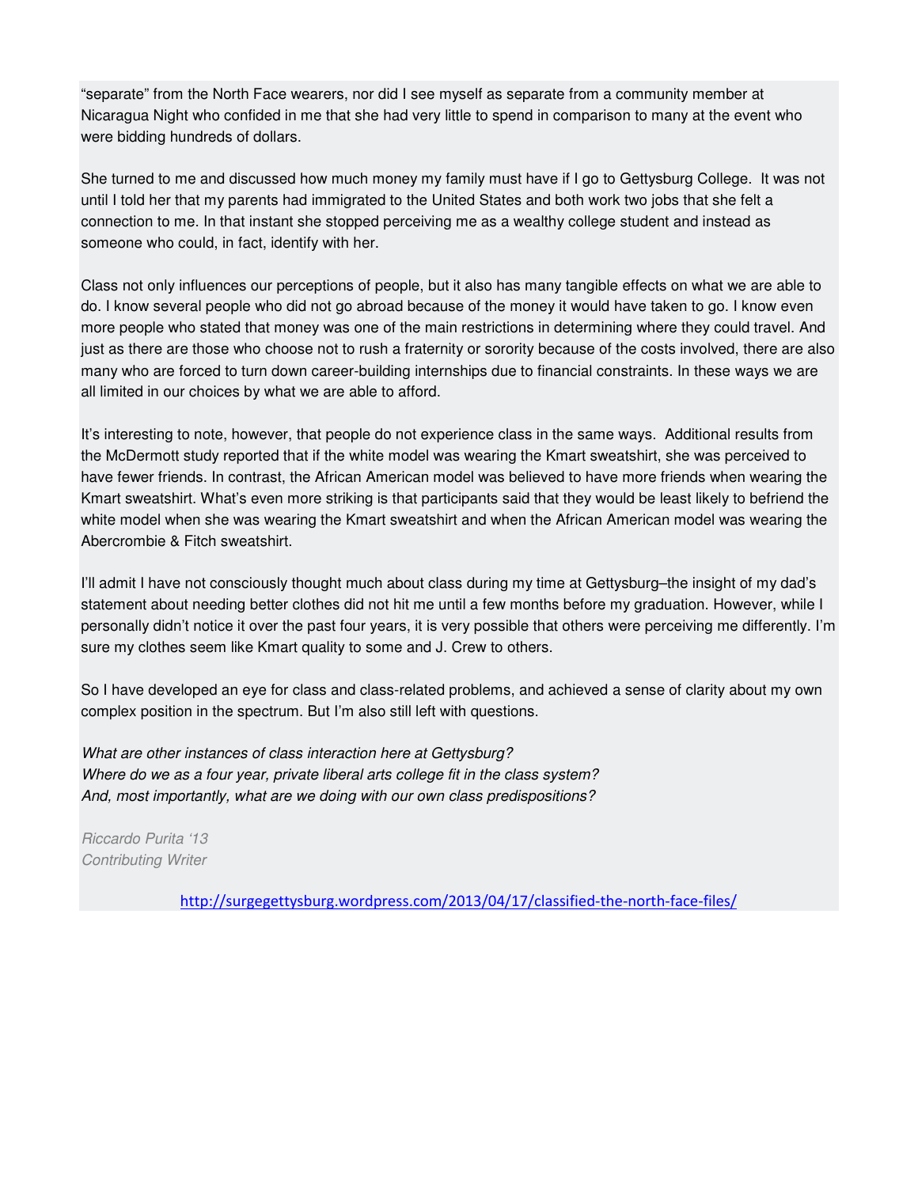"separate" from the North Face wearers, nor did I see myself as separate from a community member at Nicaragua Night who confided in me that she had very little to spend in comparison to many at the event who were bidding hundreds of dollars.

She turned to me and discussed how much money my family must have if I go to Gettysburg College. It was not until I told her that my parents had immigrated to the United States and both work two jobs that she felt a connection to me. In that instant she stopped perceiving me as a wealthy college student and instead as someone who could, in fact, identify with her.

Class not only influences our perceptions of people, but it also has many tangible effects on what we are able to do. I know several people who did not go abroad because of the money it would have taken to go. I know even more people who stated that money was one of the main restrictions in determining where they could travel. And just as there are those who choose not to rush a fraternity or sorority because of the costs involved, there are also many who are forced to turn down career-building internships due to financial constraints. In these ways we are all limited in our choices by what we are able to afford.

It's interesting to note, however, that people do not experience class in the same ways. Additional results from the McDermott study reported that if the white model was wearing the Kmart sweatshirt, she was perceived to have fewer friends. In contrast, the African American model was believed to have more friends when wearing the Kmart sweatshirt. What's even more striking is that participants said that they would be least likely to befriend the white model when she was wearing the Kmart sweatshirt and when the African American model was wearing the Abercrombie & Fitch sweatshirt.

I'll admit I have not consciously thought much about class during my time at Gettysburg–the insight of my dad's statement about needing better clothes did not hit me until a few months before my graduation. However, while I personally didn't notice it over the past four years, it is very possible that others were perceiving me differently. I'm sure my clothes seem like Kmart quality to some and J. Crew to others.

So I have developed an eye for class and class-related problems, and achieved a sense of clarity about my own complex position in the spectrum. But I'm also still left with questions.

*What are other instances of class interaction here at Gettysburg?*
*Where do we as a four year, private liberal arts college fit in the class system?*
*And, most importantly, what are we doing with our own class predispositions?*

*Riccardo Purita '13*
*Contributing Writer*

http://surgegettysburg.wordpress.com/2013/04/17/classified-the-north-face-files/